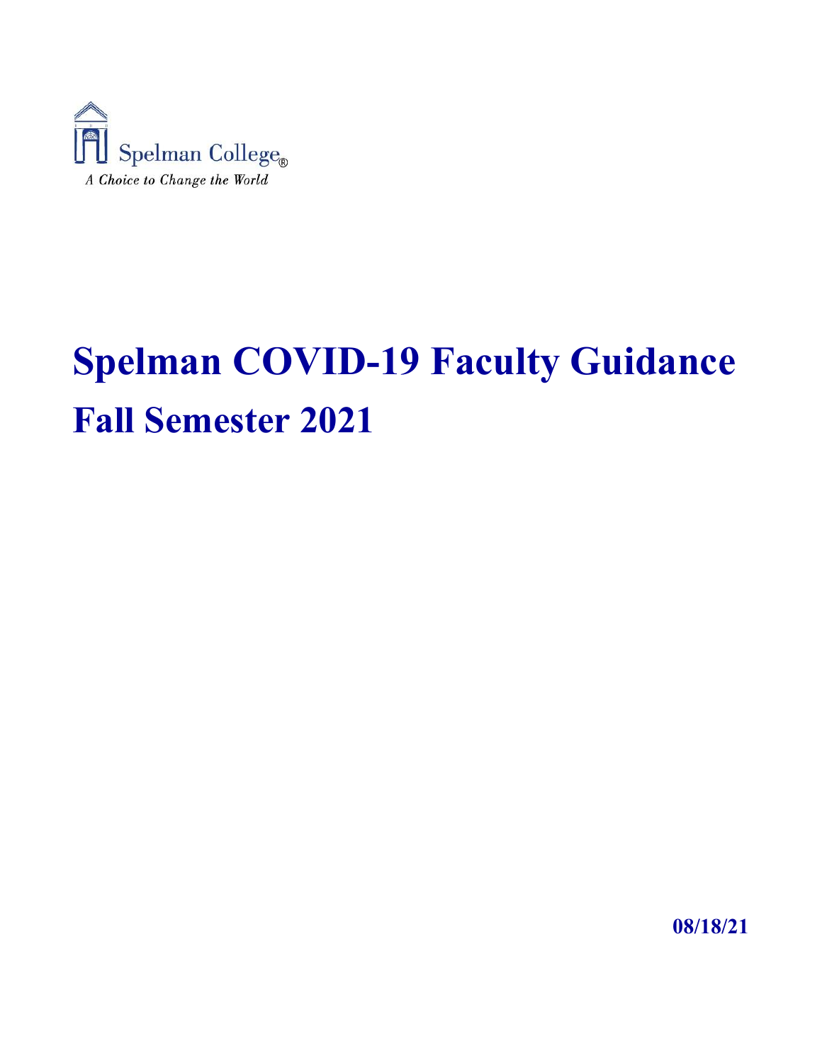Spelman College®

*A Choice to Change the World*

# Spelman COVID-19 Faculty Guidance

## Fall Semester 2021

**08/18/21**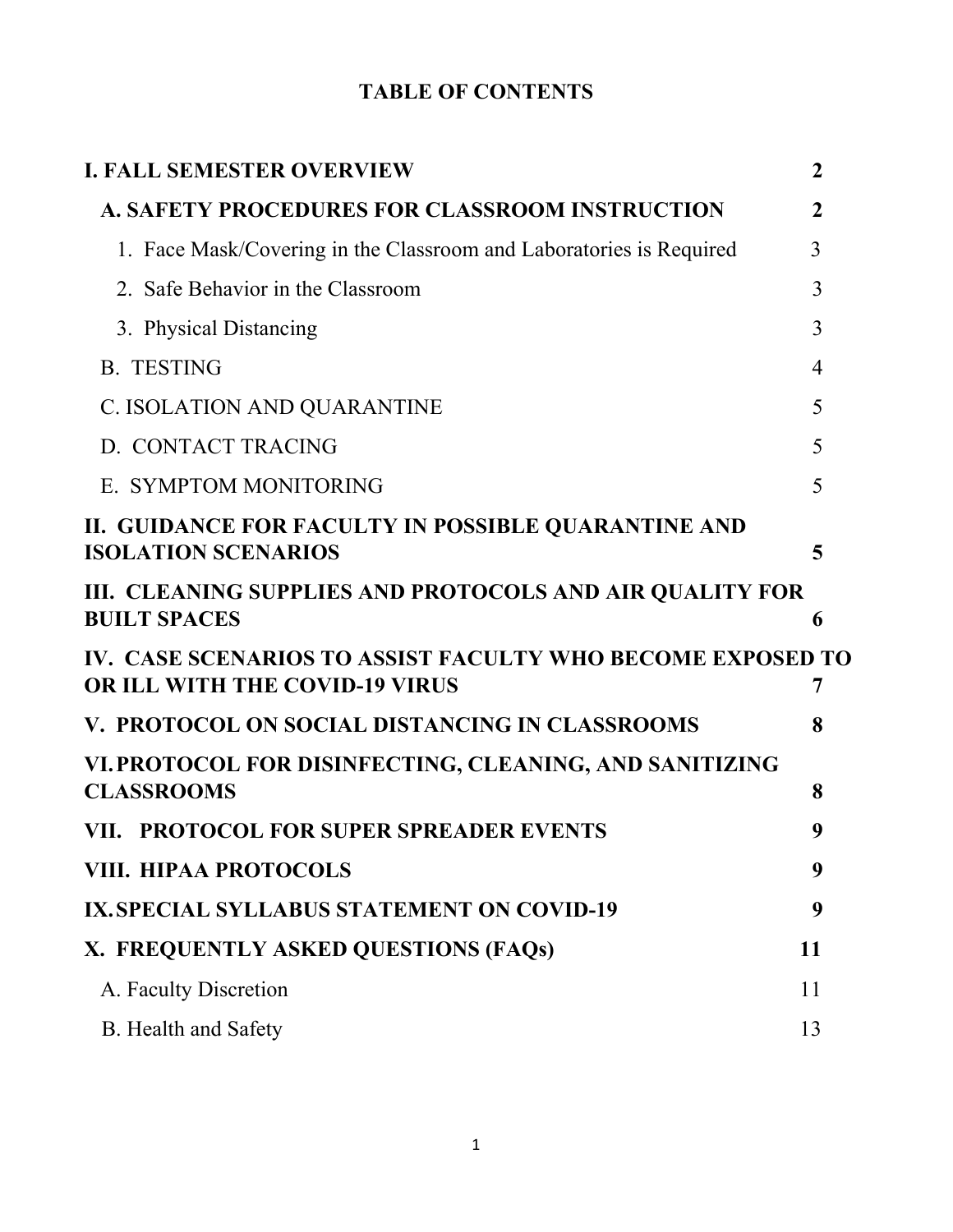# TABLE OF CONTENTS

| | |
|---|---|
| **I. FALL SEMESTER OVERVIEW** | **2** |
| **A. SAFETY PROCEDURES FOR CLASSROOM INSTRUCTION** | **2** |
| 1. Face Mask/Covering in the Classroom and Laboratories is Required | 3 |
| 2. Safe Behavior in the Classroom | 3 |
| 3. Physical Distancing | 3 |
| B. TESTING | 4 |
| C. ISOLATION AND QUARANTINE | 5 |
| D. CONTACT TRACING | 5 |
| E. SYMPTOM MONITORING | 5 |
| **II. GUIDANCE FOR FACULTY IN POSSIBLE QUARANTINE AND ISOLATION SCENARIOS** | **5** |
| **III. CLEANING SUPPLIES AND PROTOCOLS AND AIR QUALITY FOR BUILT SPACES** | **6** |
| **IV. CASE SCENARIOS TO ASSIST FACULTY WHO BECOME EXPOSED TO OR ILL WITH THE COVID-19 VIRUS** | **7** |
| **V. PROTOCOL ON SOCIAL DISTANCING IN CLASSROOMS** | **8** |
| **VI. PROTOCOL FOR DISINFECTING, CLEANING, AND SANITIZING CLASSROOMS** | **8** |
| **VII. PROTOCOL FOR SUPER SPREADER EVENTS** | **9** |
| **VIII. HIPAA PROTOCOLS** | **9** |
| **IX. SPECIAL SYLLABUS STATEMENT ON COVID-19** | **9** |
| **X. FREQUENTLY ASKED QUESTIONS (FAQs)** | **11** |
| A. Faculty Discretion | 11 |
| B. Health and Safety | 13 |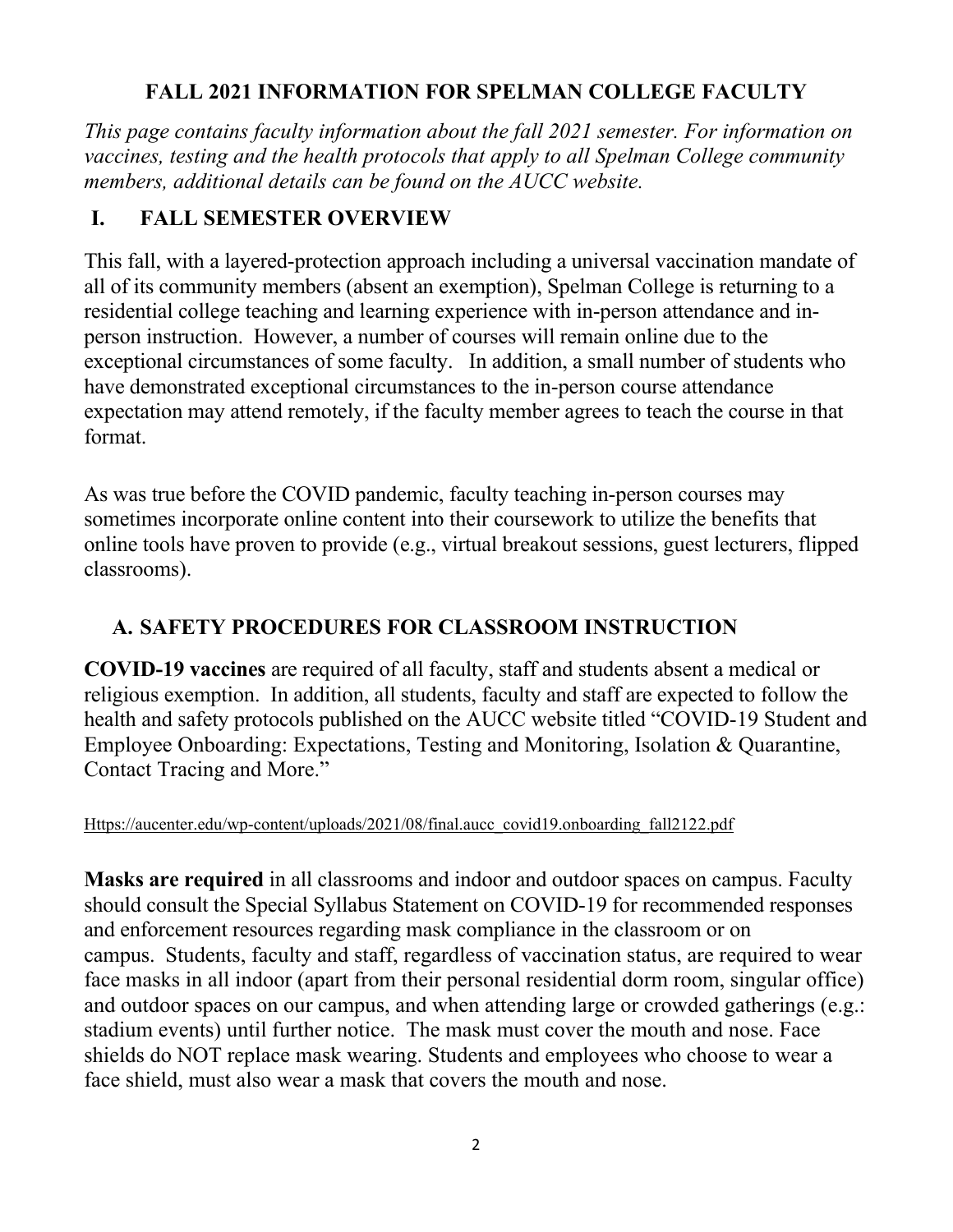# FALL 2021 INFORMATION FOR SPELMAN COLLEGE FACULTY

*This page contains faculty information about the fall 2021 semester. For information on vaccines, testing and the health protocols that apply to all Spelman College community members, additional details can be found on the AUCC website.*

## I. FALL SEMESTER OVERVIEW

This fall, with a layered-protection approach including a universal vaccination mandate of all of its community members (absent an exemption), Spelman College is returning to a residential college teaching and learning experience with in-person attendance and in-person instruction. However, a number of courses will remain online due to the exceptional circumstances of some faculty. In addition, a small number of students who have demonstrated exceptional circumstances to the in-person course attendance expectation may attend remotely, if the faculty member agrees to teach the course in that format.

As was true before the COVID pandemic, faculty teaching in-person courses may sometimes incorporate online content into their coursework to utilize the benefits that online tools have proven to provide (e.g., virtual breakout sessions, guest lecturers, flipped classrooms).

### A. SAFETY PROCEDURES FOR CLASSROOM INSTRUCTION

**COVID-19 vaccines** are required of all faculty, staff and students absent a medical or religious exemption. In addition, all students, faculty and staff are expected to follow the health and safety protocols published on the AUCC website titled "COVID-19 Student and Employee Onboarding: Expectations, Testing and Monitoring, Isolation & Quarantine, Contact Tracing and More."

Https://aucenter.edu/wp-content/uploads/2021/08/final.aucc_covid19.onboarding_fall2122.pdf

**Masks are required** in all classrooms and indoor and outdoor spaces on campus. Faculty should consult the Special Syllabus Statement on COVID-19 for recommended responses and enforcement resources regarding mask compliance in the classroom or on campus. Students, faculty and staff, regardless of vaccination status, are required to wear face masks in all indoor (apart from their personal residential dorm room, singular office) and outdoor spaces on our campus, and when attending large or crowded gatherings (e.g.: stadium events) until further notice. The mask must cover the mouth and nose. Face shields do NOT replace mask wearing. Students and employees who choose to wear a face shield, must also wear a mask that covers the mouth and nose.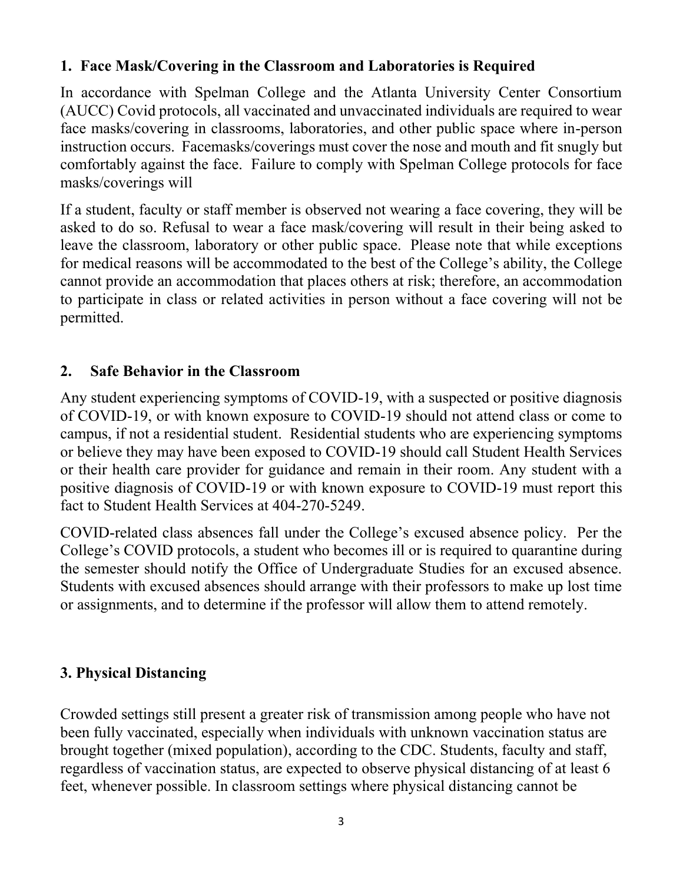## 1. Face Mask/Covering in the Classroom and Laboratories is Required

In accordance with Spelman College and the Atlanta University Center Consortium (AUCC) Covid protocols, all vaccinated and unvaccinated individuals are required to wear face masks/covering in classrooms, laboratories, and other public space where in-person instruction occurs. Facemasks/coverings must cover the nose and mouth and fit snugly but comfortably against the face. Failure to comply with Spelman College protocols for face masks/coverings will

If a student, faculty or staff member is observed not wearing a face covering, they will be asked to do so. Refusal to wear a face mask/covering will result in their being asked to leave the classroom, laboratory or other public space. Please note that while exceptions for medical reasons will be accommodated to the best of the College's ability, the College cannot provide an accommodation that places others at risk; therefore, an accommodation to participate in class or related activities in person without a face covering will not be permitted.

## 2. Safe Behavior in the Classroom

Any student experiencing symptoms of COVID-19, with a suspected or positive diagnosis of COVID-19, or with known exposure to COVID-19 should not attend class or come to campus, if not a residential student. Residential students who are experiencing symptoms or believe they may have been exposed to COVID-19 should call Student Health Services or their health care provider for guidance and remain in their room. Any student with a positive diagnosis of COVID-19 or with known exposure to COVID-19 must report this fact to Student Health Services at 404-270-5249.

COVID-related class absences fall under the College's excused absence policy. Per the College's COVID protocols, a student who becomes ill or is required to quarantine during the semester should notify the Office of Undergraduate Studies for an excused absence. Students with excused absences should arrange with their professors to make up lost time or assignments, and to determine if the professor will allow them to attend remotely.

## 3. Physical Distancing

Crowded settings still present a greater risk of transmission among people who have not been fully vaccinated, especially when individuals with unknown vaccination status are brought together (mixed population), according to the CDC. Students, faculty and staff, regardless of vaccination status, are expected to observe physical distancing of at least 6 feet, whenever possible. In classroom settings where physical distancing cannot be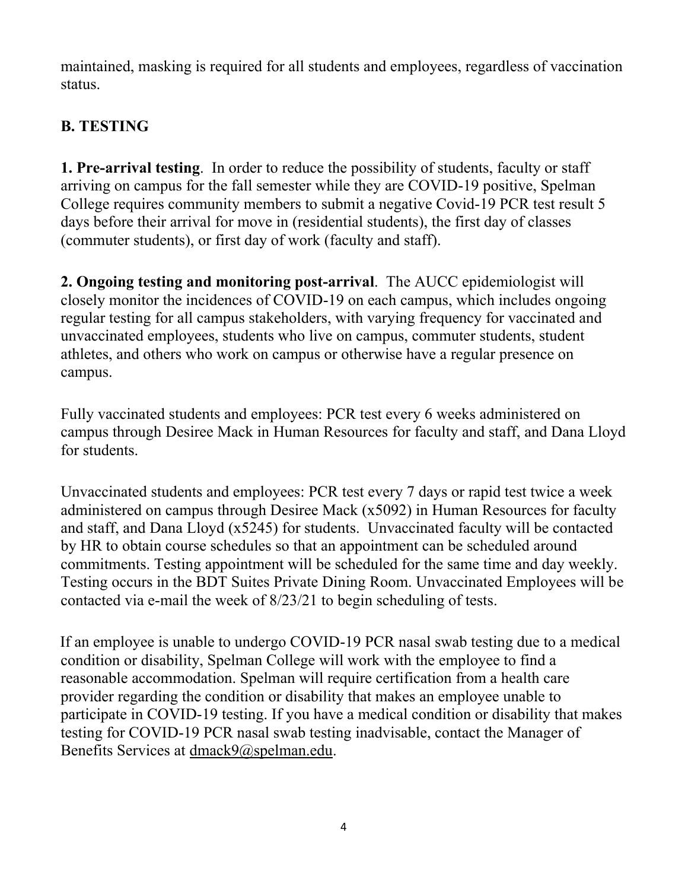maintained, masking is required for all students and employees, regardless of vaccination status.

## B. TESTING

**1. Pre-arrival testing**. In order to reduce the possibility of students, faculty or staff arriving on campus for the fall semester while they are COVID-19 positive, Spelman College requires community members to submit a negative Covid-19 PCR test result 5 days before their arrival for move in (residential students), the first day of classes (commuter students), or first day of work (faculty and staff).

**2. Ongoing testing and monitoring post-arrival**. The AUCC epidemiologist will closely monitor the incidences of COVID-19 on each campus, which includes ongoing regular testing for all campus stakeholders, with varying frequency for vaccinated and unvaccinated employees, students who live on campus, commuter students, student athletes, and others who work on campus or otherwise have a regular presence on campus.

Fully vaccinated students and employees: PCR test every 6 weeks administered on campus through Desiree Mack in Human Resources for faculty and staff, and Dana Lloyd for students.

Unvaccinated students and employees: PCR test every 7 days or rapid test twice a week administered on campus through Desiree Mack (x5092) in Human Resources for faculty and staff, and Dana Lloyd (x5245) for students. Unvaccinated faculty will be contacted by HR to obtain course schedules so that an appointment can be scheduled around commitments. Testing appointment will be scheduled for the same time and day weekly. Testing occurs in the BDT Suites Private Dining Room. Unvaccinated Employees will be contacted via e-mail the week of 8/23/21 to begin scheduling of tests.

If an employee is unable to undergo COVID-19 PCR nasal swab testing due to a medical condition or disability, Spelman College will work with the employee to find a reasonable accommodation. Spelman will require certification from a health care provider regarding the condition or disability that makes an employee unable to participate in COVID-19 testing. If you have a medical condition or disability that makes testing for COVID-19 PCR nasal swab testing inadvisable, contact the Manager of Benefits Services at dmack9@spelman.edu.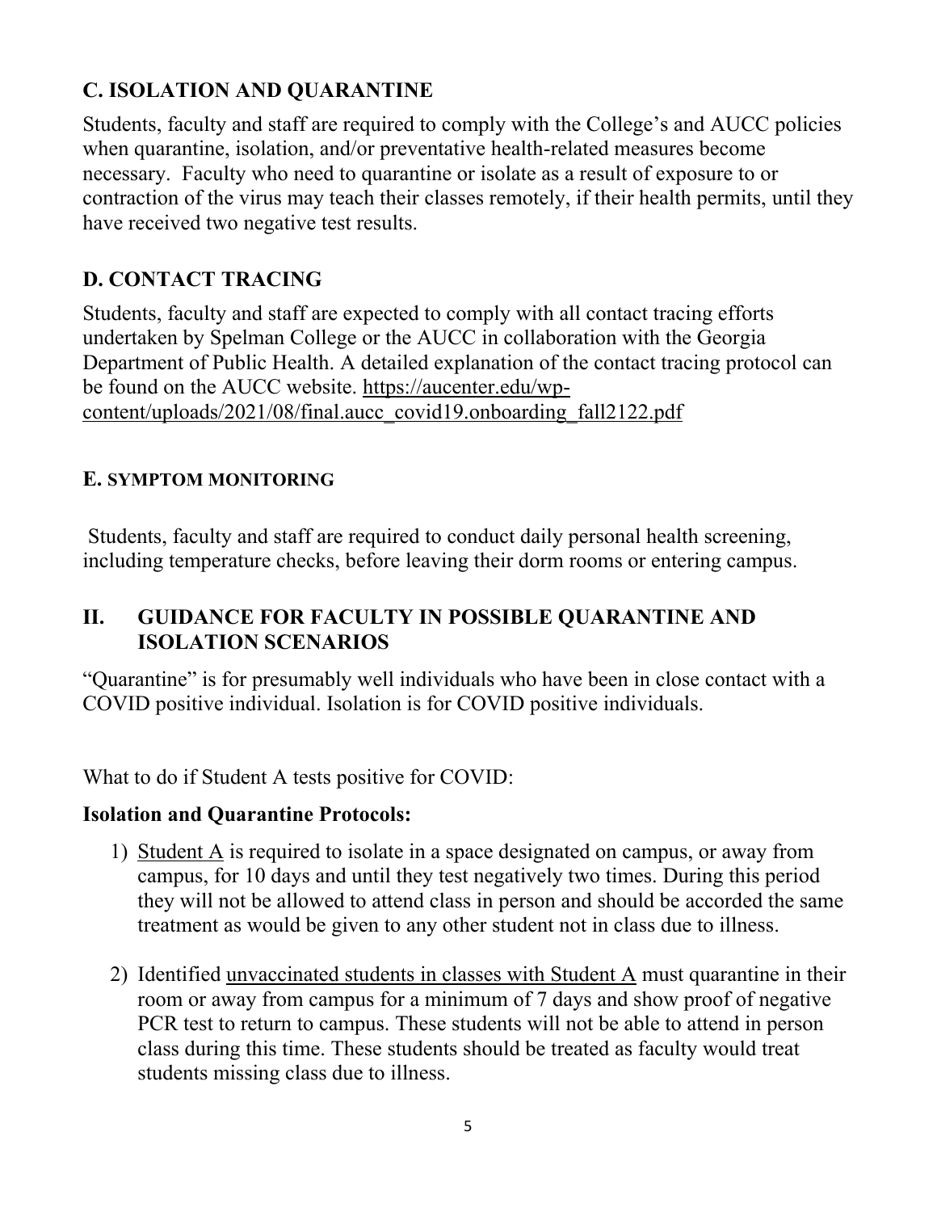## C. ISOLATION AND QUARANTINE

Students, faculty and staff are required to comply with the College's and AUCC policies when quarantine, isolation, and/or preventative health-related measures become necessary. Faculty who need to quarantine or isolate as a result of exposure to or contraction of the virus may teach their classes remotely, if their health permits, until they have received two negative test results.

## D. CONTACT TRACING

Students, faculty and staff are expected to comply with all contact tracing efforts undertaken by Spelman College or the AUCC in collaboration with the Georgia Department of Public Health. A detailed explanation of the contact tracing protocol can be found on the AUCC website. https://aucenter.edu/wp-content/uploads/2021/08/final.aucc_covid19.onboarding_fall2122.pdf

## E. SYMPTOM MONITORING

Students, faculty and staff are required to conduct daily personal health screening, including temperature checks, before leaving their dorm rooms or entering campus.

# II. GUIDANCE FOR FACULTY IN POSSIBLE QUARANTINE AND ISOLATION SCENARIOS

"Quarantine" is for presumably well individuals who have been in close contact with a COVID positive individual. Isolation is for COVID positive individuals.

What to do if Student A tests positive for COVID:

**Isolation and Quarantine Protocols:**

1) Student A is required to isolate in a space designated on campus, or away from campus, for 10 days and until they test negatively two times. During this period they will not be allowed to attend class in person and should be accorded the same treatment as would be given to any other student not in class due to illness.

2) Identified unvaccinated students in classes with Student A must quarantine in their room or away from campus for a minimum of 7 days and show proof of negative PCR test to return to campus. These students will not be able to attend in person class during this time. These students should be treated as faculty would treat students missing class due to illness.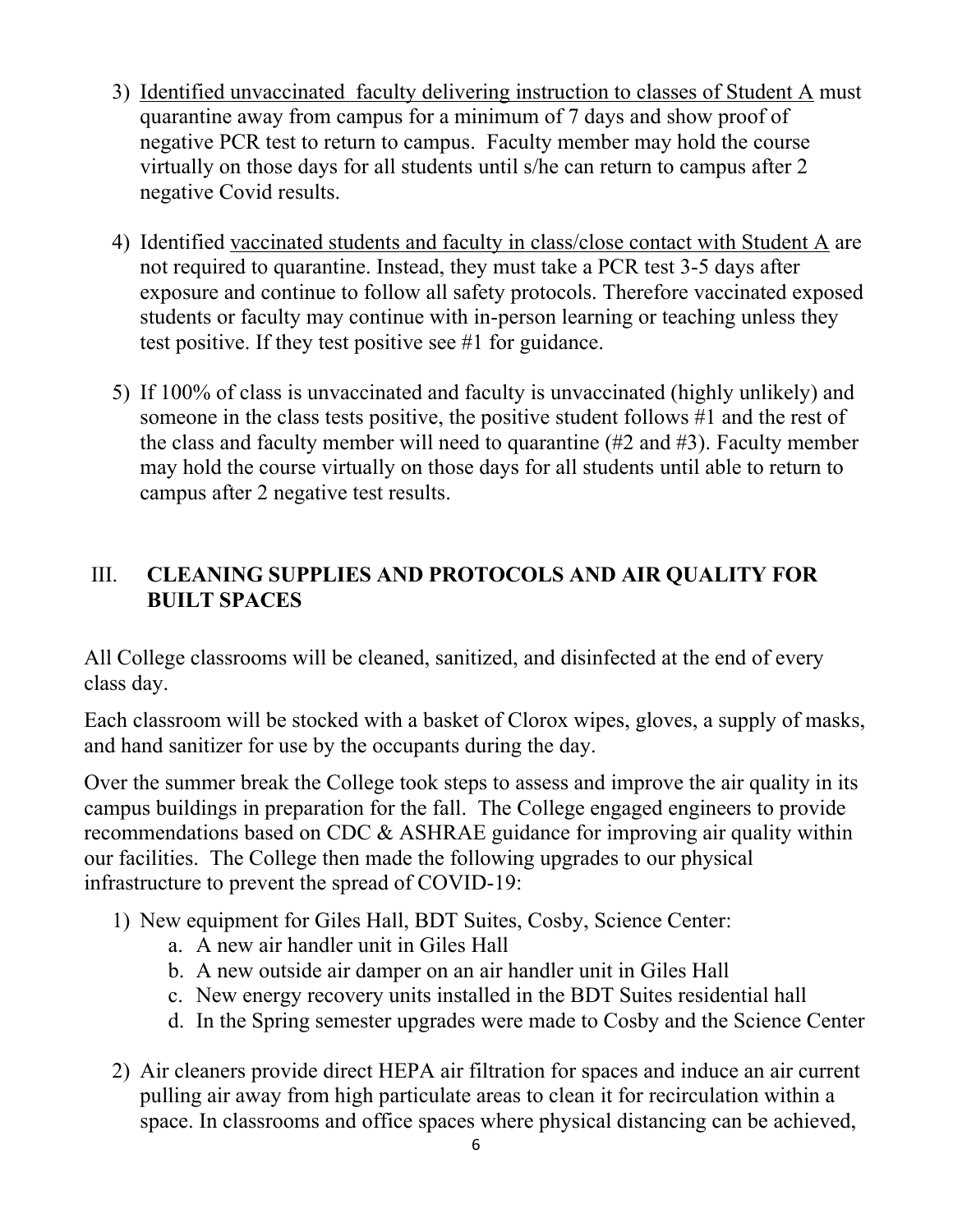3) <u>Identified unvaccinated faculty delivering instruction to classes of Student A</u> must quarantine away from campus for a minimum of 7 days and show proof of negative PCR test to return to campus. Faculty member may hold the course virtually on those days for all students until s/he can return to campus after 2 negative Covid results.

4) Identified <u>vaccinated students and faculty in class/close contact with Student A</u> are not required to quarantine. Instead, they must take a PCR test 3-5 days after exposure and continue to follow all safety protocols. Therefore vaccinated exposed students or faculty may continue with in-person learning or teaching unless they test positive. If they test positive see #1 for guidance.

5) If 100% of class is unvaccinated and faculty is unvaccinated (highly unlikely) and someone in the class tests positive, the positive student follows #1 and the rest of the class and faculty member will need to quarantine (#2 and #3). Faculty member may hold the course virtually on those days for all students until able to return to campus after 2 negative test results.

## III. CLEANING SUPPLIES AND PROTOCOLS AND AIR QUALITY FOR BUILT SPACES

All College classrooms will be cleaned, sanitized, and disinfected at the end of every class day.

Each classroom will be stocked with a basket of Clorox wipes, gloves, a supply of masks, and hand sanitizer for use by the occupants during the day.

Over the summer break the College took steps to assess and improve the air quality in its campus buildings in preparation for the fall. The College engaged engineers to provide recommendations based on CDC & ASHRAE guidance for improving air quality within our facilities. The College then made the following upgrades to our physical infrastructure to prevent the spread of COVID-19:

1) New equipment for Giles Hall, BDT Suites, Cosby, Science Center:
   a. A new air handler unit in Giles Hall
   b. A new outside air damper on an air handler unit in Giles Hall
   c. New energy recovery units installed in the BDT Suites residential hall
   d. In the Spring semester upgrades were made to Cosby and the Science Center

2) Air cleaners provide direct HEPA air filtration for spaces and induce an air current pulling air away from high particulate areas to clean it for recirculation within a space. In classrooms and office spaces where physical distancing can be achieved,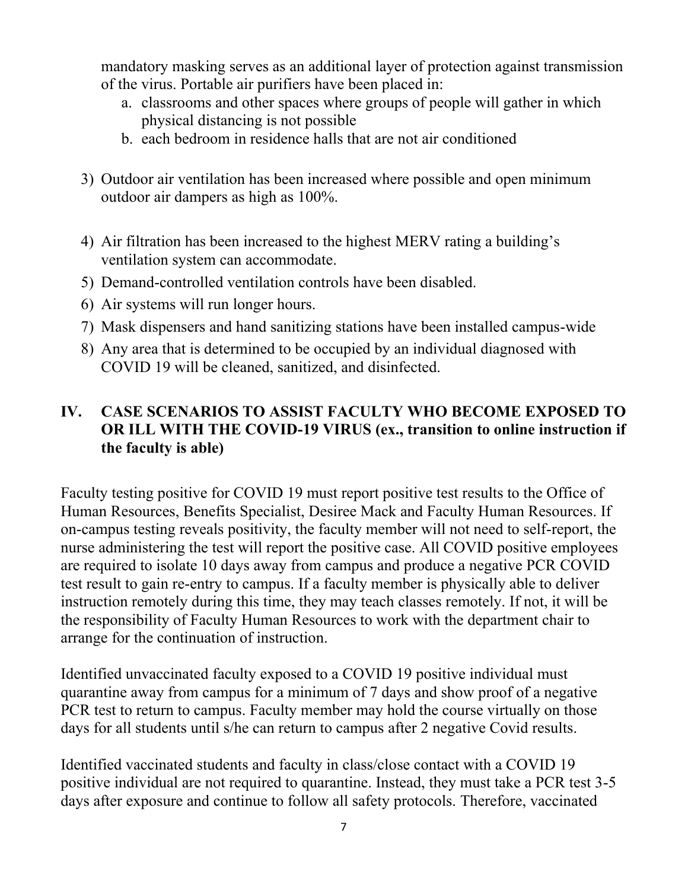mandatory masking serves as an additional layer of protection against transmission of the virus. Portable air purifiers have been placed in:

a. classrooms and other spaces where groups of people will gather in which physical distancing is not possible
b. each bedroom in residence halls that are not air conditioned

3) Outdoor air ventilation has been increased where possible and open minimum outdoor air dampers as high as 100%.

4) Air filtration has been increased to the highest MERV rating a building's ventilation system can accommodate.
5) Demand-controlled ventilation controls have been disabled.
6) Air systems will run longer hours.
7) Mask dispensers and hand sanitizing stations have been installed campus-wide
8) Any area that is determined to be occupied by an individual diagnosed with COVID 19 will be cleaned, sanitized, and disinfected.

## IV. CASE SCENARIOS TO ASSIST FACULTY WHO BECOME EXPOSED TO OR ILL WITH THE COVID-19 VIRUS (ex., transition to online instruction if the faculty is able)

Faculty testing positive for COVID 19 must report positive test results to the Office of Human Resources, Benefits Specialist, Desiree Mack and Faculty Human Resources. If on-campus testing reveals positivity, the faculty member will not need to self-report, the nurse administering the test will report the positive case. All COVID positive employees are required to isolate 10 days away from campus and produce a negative PCR COVID test result to gain re-entry to campus. If a faculty member is physically able to deliver instruction remotely during this time, they may teach classes remotely. If not, it will be the responsibility of Faculty Human Resources to work with the department chair to arrange for the continuation of instruction.

Identified unvaccinated faculty exposed to a COVID 19 positive individual must quarantine away from campus for a minimum of 7 days and show proof of a negative PCR test to return to campus. Faculty member may hold the course virtually on those days for all students until s/he can return to campus after 2 negative Covid results.

Identified vaccinated students and faculty in class/close contact with a COVID 19 positive individual are not required to quarantine. Instead, they must take a PCR test 3-5 days after exposure and continue to follow all safety protocols. Therefore, vaccinated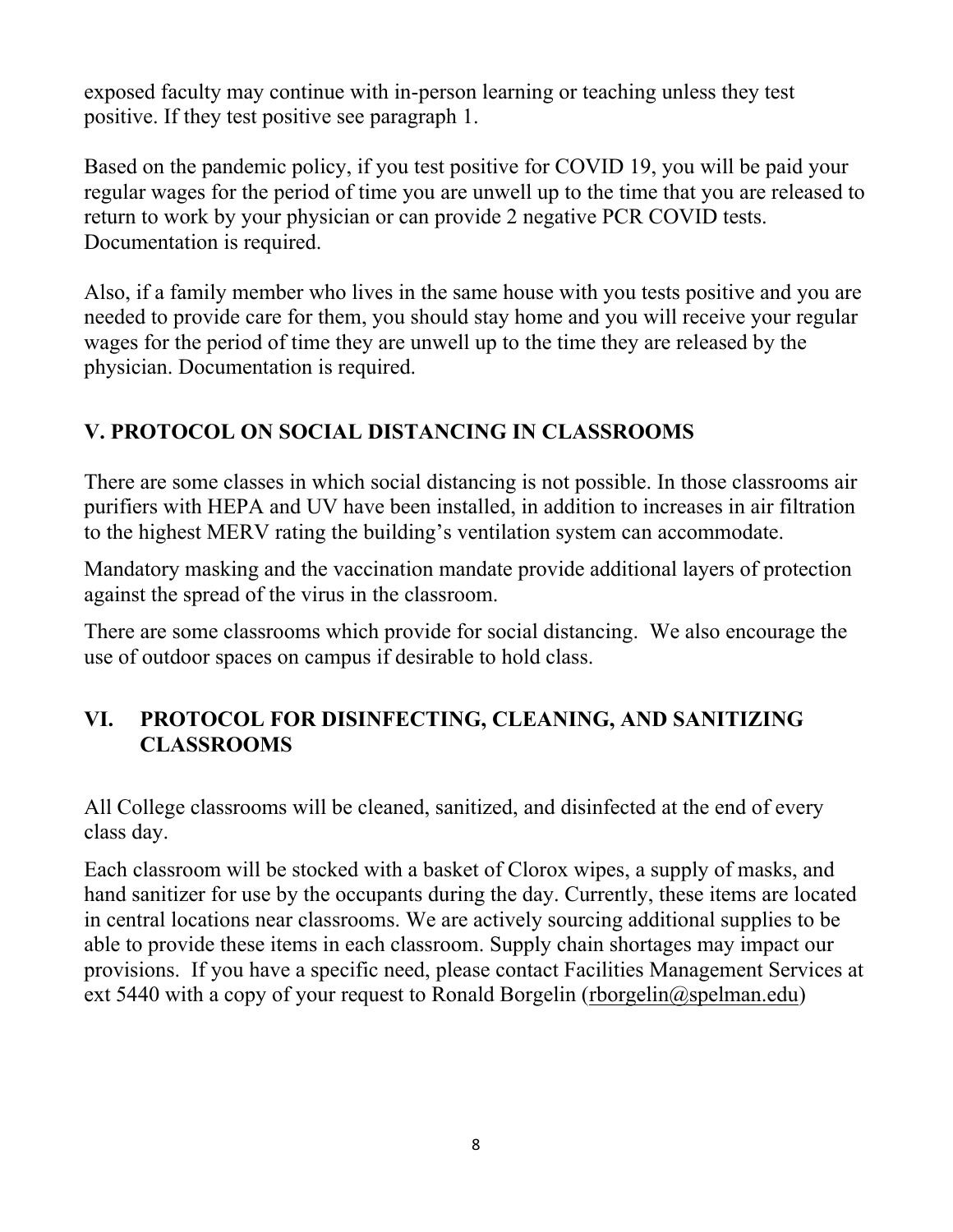exposed faculty may continue with in-person learning or teaching unless they test positive. If they test positive see paragraph 1.

Based on the pandemic policy, if you test positive for COVID 19, you will be paid your regular wages for the period of time you are unwell up to the time that you are released to return to work by your physician or can provide 2 negative PCR COVID tests. Documentation is required.

Also, if a family member who lives in the same house with you tests positive and you are needed to provide care for them, you should stay home and you will receive your regular wages for the period of time they are unwell up to the time they are released by the physician. Documentation is required.

## V. PROTOCOL ON SOCIAL DISTANCING IN CLASSROOMS

There are some classes in which social distancing is not possible. In those classrooms air purifiers with HEPA and UV have been installed, in addition to increases in air filtration to the highest MERV rating the building's ventilation system can accommodate.

Mandatory masking and the vaccination mandate provide additional layers of protection against the spread of the virus in the classroom.

There are some classrooms which provide for social distancing. We also encourage the use of outdoor spaces on campus if desirable to hold class.

## VI. PROTOCOL FOR DISINFECTING, CLEANING, AND SANITIZING CLASSROOMS

All College classrooms will be cleaned, sanitized, and disinfected at the end of every class day.

Each classroom will be stocked with a basket of Clorox wipes, a supply of masks, and hand sanitizer for use by the occupants during the day. Currently, these items are located in central locations near classrooms. We are actively sourcing additional supplies to be able to provide these items in each classroom. Supply chain shortages may impact our provisions. If you have a specific need, please contact Facilities Management Services at ext 5440 with a copy of your request to Ronald Borgelin (rborgelin@spelman.edu)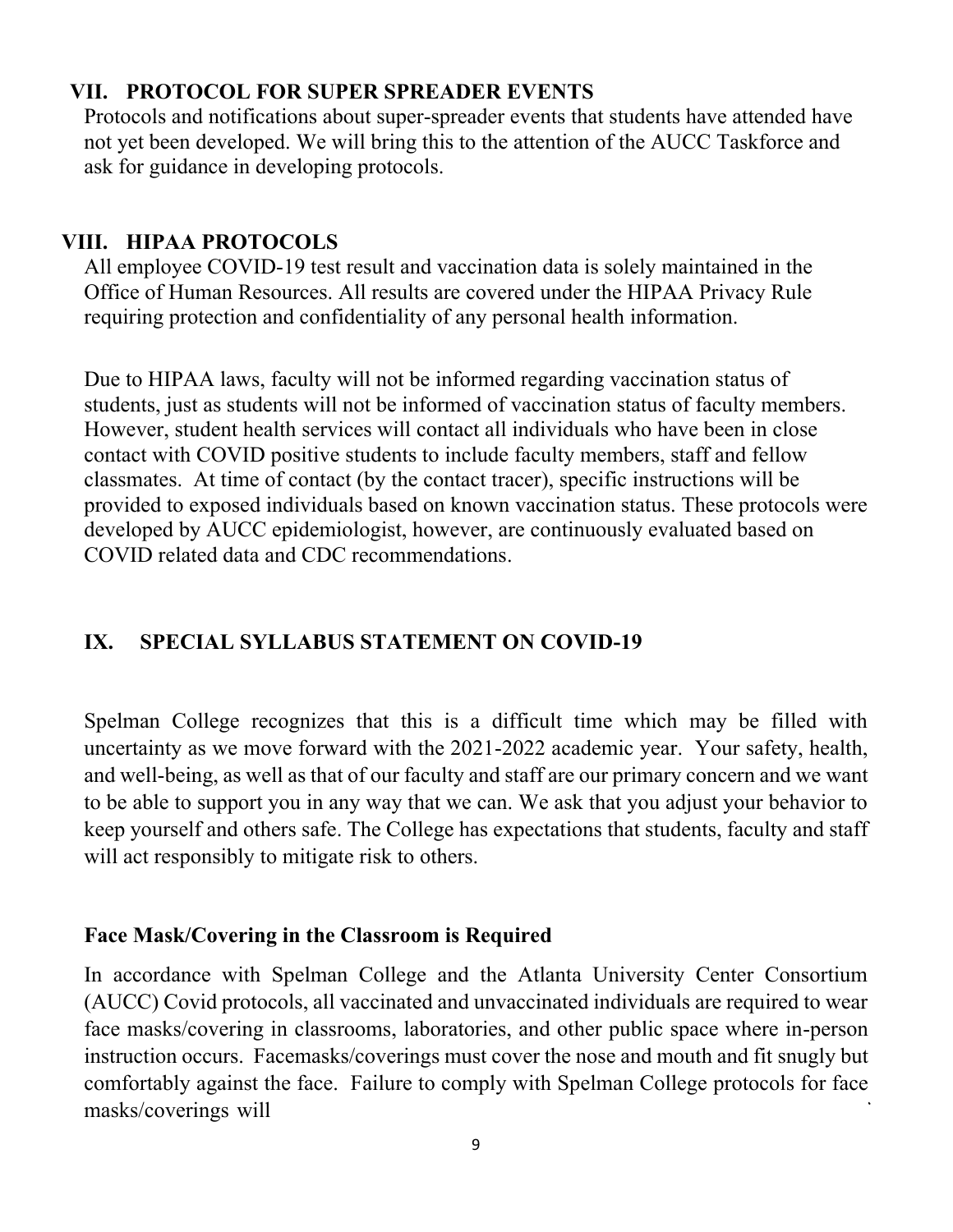## VII. PROTOCOL FOR SUPER SPREADER EVENTS

Protocols and notifications about super-spreader events that students have attended have not yet been developed. We will bring this to the attention of the AUCC Taskforce and ask for guidance in developing protocols.

## VIII. HIPAA PROTOCOLS

All employee COVID-19 test result and vaccination data is solely maintained in the Office of Human Resources. All results are covered under the HIPAA Privacy Rule requiring protection and confidentiality of any personal health information.

Due to HIPAA laws, faculty will not be informed regarding vaccination status of students, just as students will not be informed of vaccination status of faculty members. However, student health services will contact all individuals who have been in close contact with COVID positive students to include faculty members, staff and fellow classmates. At time of contact (by the contact tracer), specific instructions will be provided to exposed individuals based on known vaccination status. These protocols were developed by AUCC epidemiologist, however, are continuously evaluated based on COVID related data and CDC recommendations.

## IX. SPECIAL SYLLABUS STATEMENT ON COVID-19

Spelman College recognizes that this is a difficult time which may be filled with uncertainty as we move forward with the 2021-2022 academic year. Your safety, health, and well-being, as well as that of our faculty and staff are our primary concern and we want to be able to support you in any way that we can. We ask that you adjust your behavior to keep yourself and others safe. The College has expectations that students, faculty and staff will act responsibly to mitigate risk to others.

**Face Mask/Covering in the Classroom is Required**

In accordance with Spelman College and the Atlanta University Center Consortium (AUCC) Covid protocols, all vaccinated and unvaccinated individuals are required to wear face masks/covering in classrooms, laboratories, and other public space where in-person instruction occurs. Facemasks/coverings must cover the nose and mouth and fit snugly but comfortably against the face. Failure to comply with Spelman College protocols for face masks/coverings will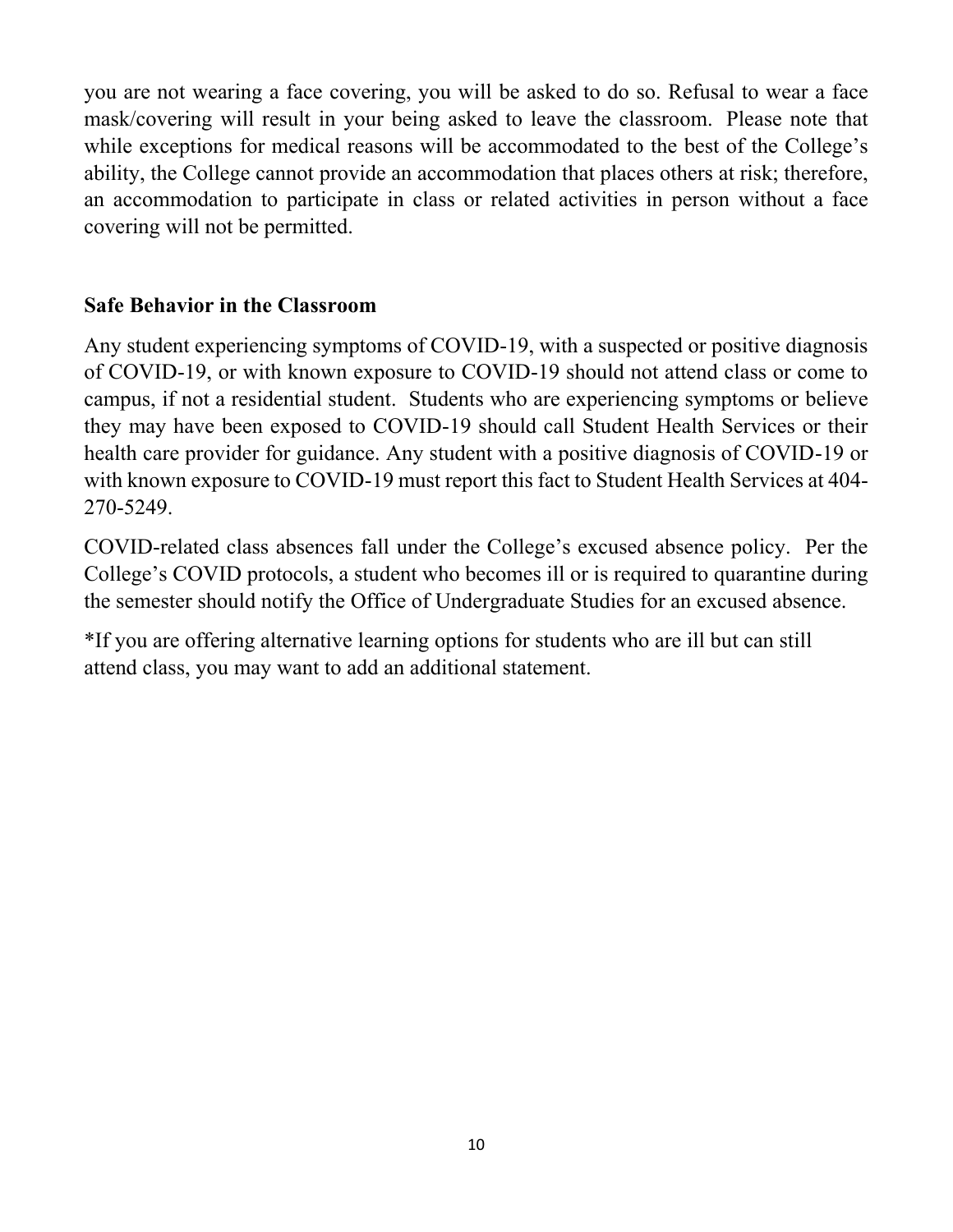you are not wearing a face covering, you will be asked to do so. Refusal to wear a face mask/covering will result in your being asked to leave the classroom. Please note that while exceptions for medical reasons will be accommodated to the best of the College's ability, the College cannot provide an accommodation that places others at risk; therefore, an accommodation to participate in class or related activities in person without a face covering will not be permitted.

**Safe Behavior in the Classroom**

Any student experiencing symptoms of COVID-19, with a suspected or positive diagnosis of COVID-19, or with known exposure to COVID-19 should not attend class or come to campus, if not a residential student. Students who are experiencing symptoms or believe they may have been exposed to COVID-19 should call Student Health Services or their health care provider for guidance. Any student with a positive diagnosis of COVID-19 or with known exposure to COVID-19 must report this fact to Student Health Services at 404-270-5249.

COVID-related class absences fall under the College's excused absence policy. Per the College's COVID protocols, a student who becomes ill or is required to quarantine during the semester should notify the Office of Undergraduate Studies for an excused absence.

*If you are offering alternative learning options for students who are ill but can still attend class, you may want to add an additional statement.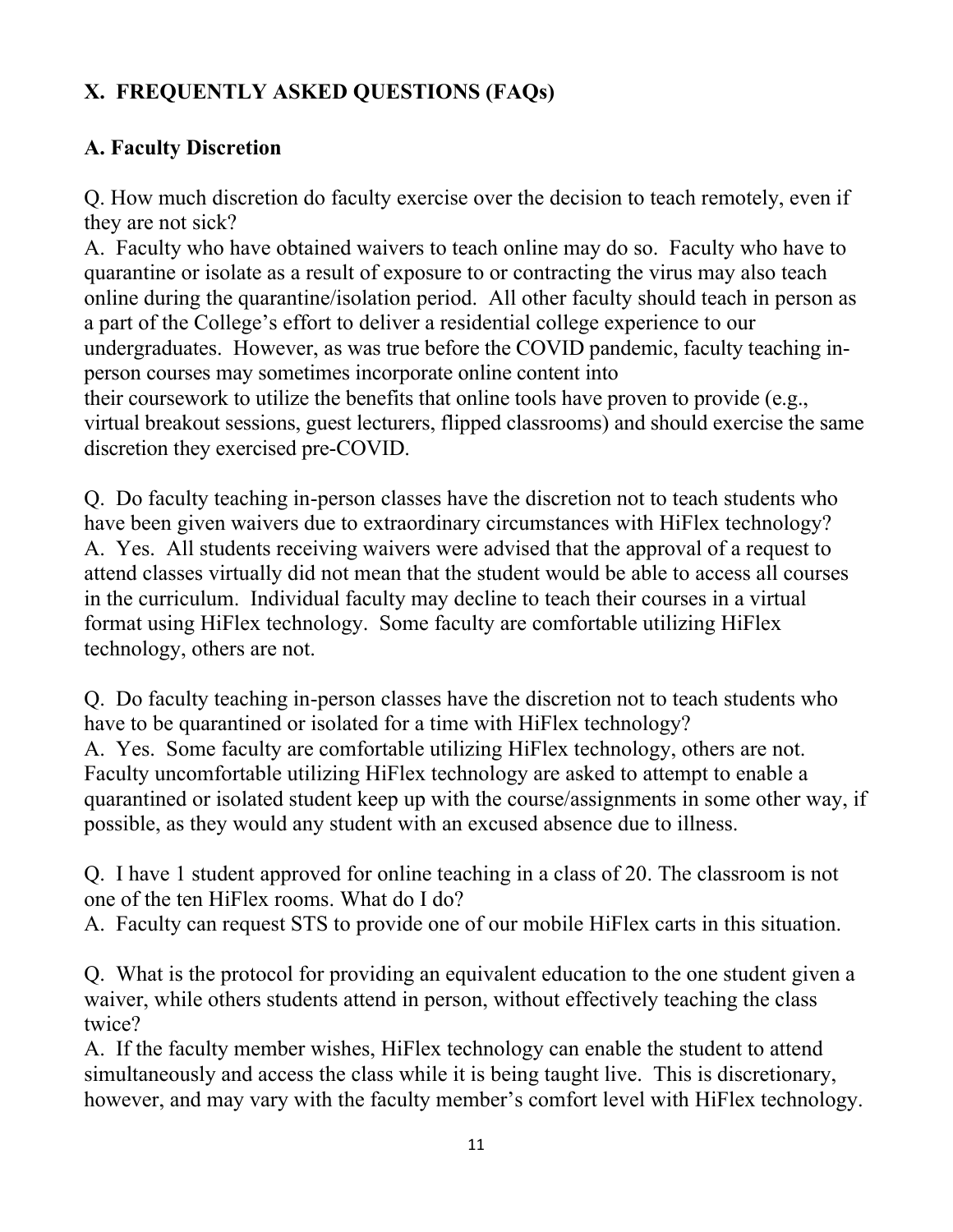## X. FREQUENTLY ASKED QUESTIONS (FAQs)

### A. Faculty Discretion

Q. How much discretion do faculty exercise over the decision to teach remotely, even if they are not sick?
A. Faculty who have obtained waivers to teach online may do so. Faculty who have to quarantine or isolate as a result of exposure to or contracting the virus may also teach online during the quarantine/isolation period. All other faculty should teach in person as a part of the College's effort to deliver a residential college experience to our undergraduates. However, as was true before the COVID pandemic, faculty teaching in-person courses may sometimes incorporate online content into their coursework to utilize the benefits that online tools have proven to provide (e.g., virtual breakout sessions, guest lecturers, flipped classrooms) and should exercise the same discretion they exercised pre-COVID.

Q. Do faculty teaching in-person classes have the discretion not to teach students who have been given waivers due to extraordinary circumstances with HiFlex technology?
A. Yes. All students receiving waivers were advised that the approval of a request to attend classes virtually did not mean that the student would be able to access all courses in the curriculum. Individual faculty may decline to teach their courses in a virtual format using HiFlex technology. Some faculty are comfortable utilizing HiFlex technology, others are not.

Q. Do faculty teaching in-person classes have the discretion not to teach students who have to be quarantined or isolated for a time with HiFlex technology?
A. Yes. Some faculty are comfortable utilizing HiFlex technology, others are not. Faculty uncomfortable utilizing HiFlex technology are asked to attempt to enable a quarantined or isolated student keep up with the course/assignments in some other way, if possible, as they would any student with an excused absence due to illness.

Q. I have 1 student approved for online teaching in a class of 20. The classroom is not one of the ten HiFlex rooms. What do I do?
A. Faculty can request STS to provide one of our mobile HiFlex carts in this situation.

Q. What is the protocol for providing an equivalent education to the one student given a waiver, while others students attend in person, without effectively teaching the class twice?
A. If the faculty member wishes, HiFlex technology can enable the student to attend simultaneously and access the class while it is being taught live. This is discretionary, however, and may vary with the faculty member's comfort level with HiFlex technology.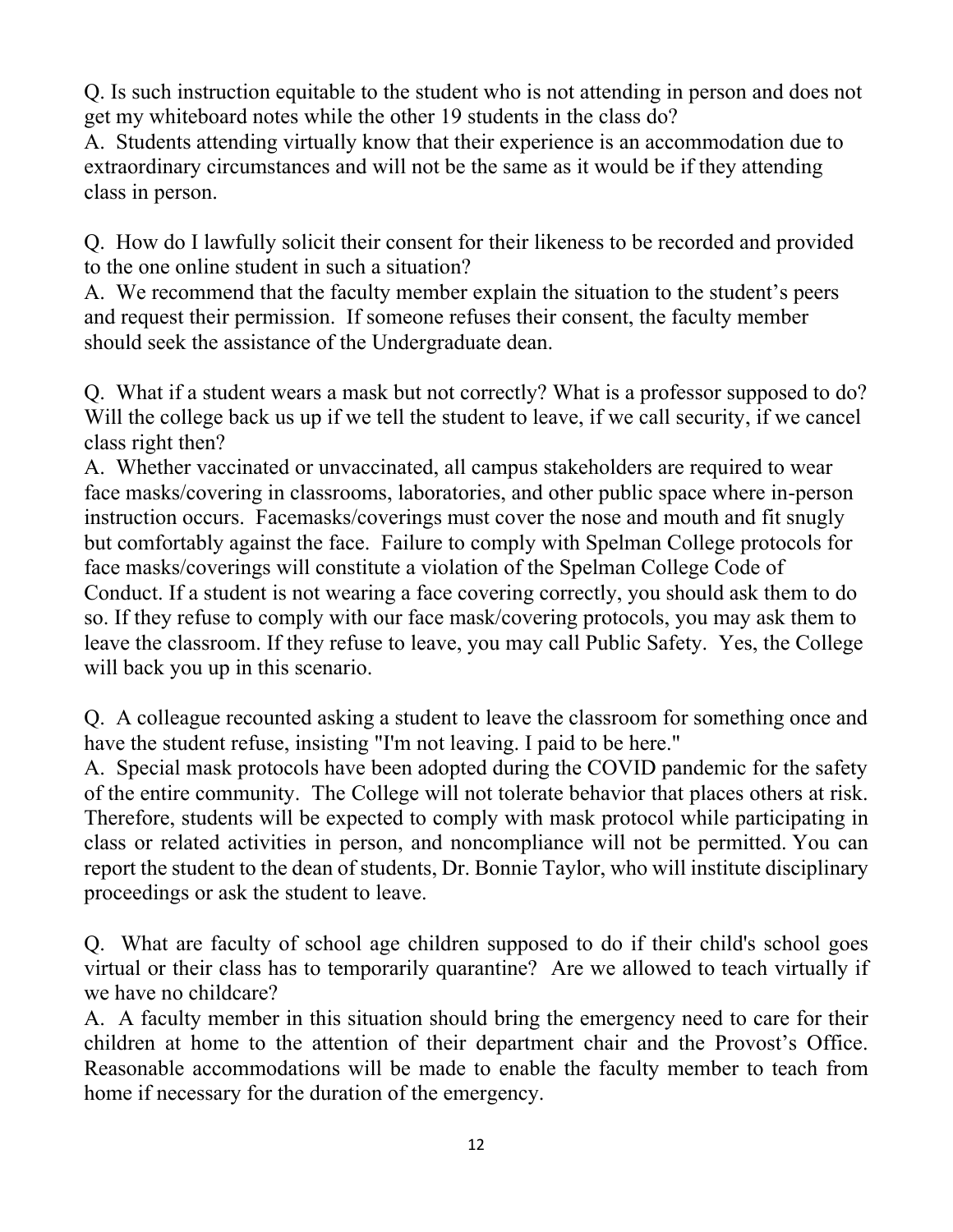Q. Is such instruction equitable to the student who is not attending in person and does not get my whiteboard notes while the other 19 students in the class do?
A. Students attending virtually know that their experience is an accommodation due to extraordinary circumstances and will not be the same as it would be if they attending class in person.

Q. How do I lawfully solicit their consent for their likeness to be recorded and provided to the one online student in such a situation?
A. We recommend that the faculty member explain the situation to the student's peers and request their permission. If someone refuses their consent, the faculty member should seek the assistance of the Undergraduate dean.

Q. What if a student wears a mask but not correctly? What is a professor supposed to do? Will the college back us up if we tell the student to leave, if we call security, if we cancel class right then?
A. Whether vaccinated or unvaccinated, all campus stakeholders are required to wear face masks/covering in classrooms, laboratories, and other public space where in-person instruction occurs. Facemasks/coverings must cover the nose and mouth and fit snugly but comfortably against the face. Failure to comply with Spelman College protocols for face masks/coverings will constitute a violation of the Spelman College Code of Conduct. If a student is not wearing a face covering correctly, you should ask them to do so. If they refuse to comply with our face mask/covering protocols, you may ask them to leave the classroom. If they refuse to leave, you may call Public Safety. Yes, the College will back you up in this scenario.

Q. A colleague recounted asking a student to leave the classroom for something once and have the student refuse, insisting "I'm not leaving. I paid to be here."
A. Special mask protocols have been adopted during the COVID pandemic for the safety of the entire community. The College will not tolerate behavior that places others at risk. Therefore, students will be expected to comply with mask protocol while participating in class or related activities in person, and noncompliance will not be permitted. You can report the student to the dean of students, Dr. Bonnie Taylor, who will institute disciplinary proceedings or ask the student to leave.

Q. What are faculty of school age children supposed to do if their child's school goes virtual or their class has to temporarily quarantine? Are we allowed to teach virtually if we have no childcare?
A. A faculty member in this situation should bring the emergency need to care for their children at home to the attention of their department chair and the Provost's Office. Reasonable accommodations will be made to enable the faculty member to teach from home if necessary for the duration of the emergency.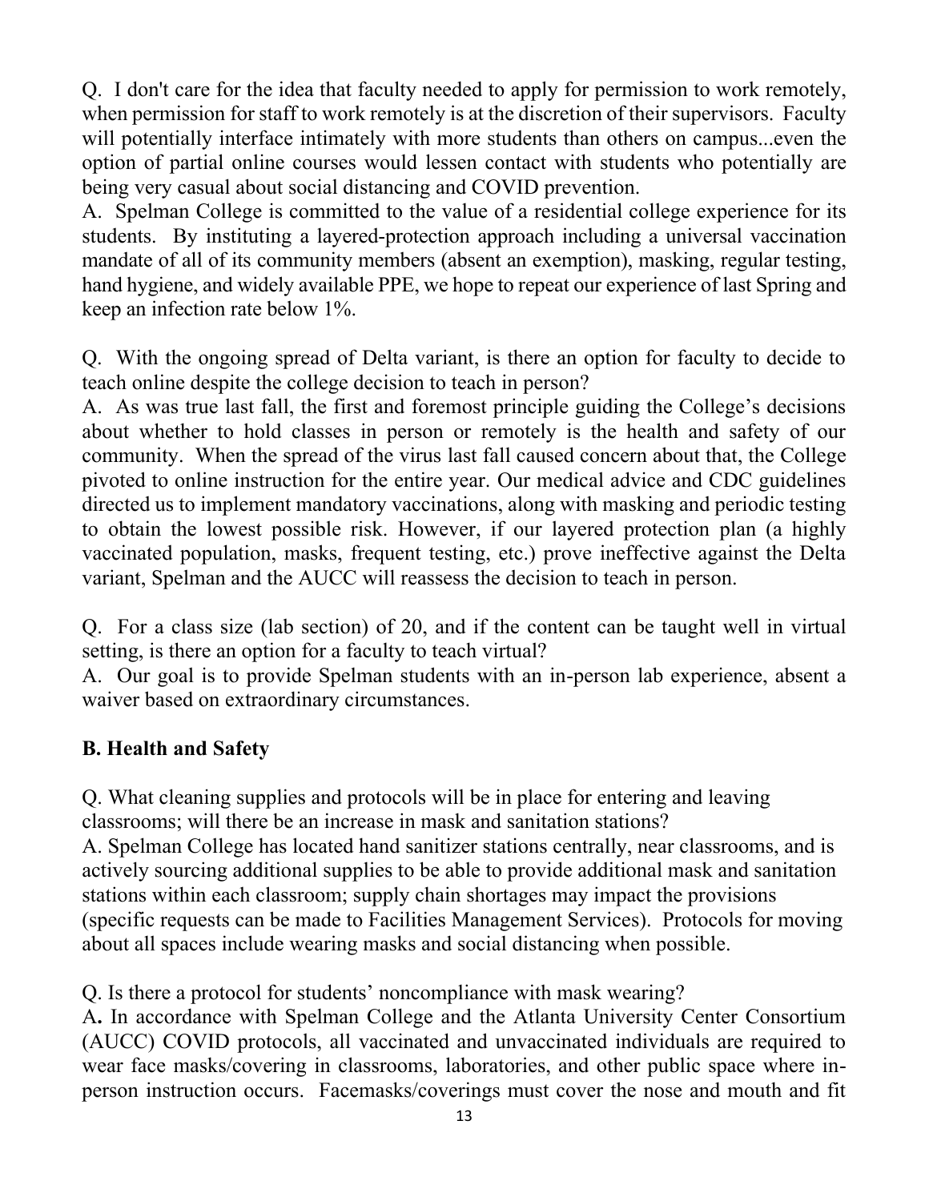Q. I don't care for the idea that faculty needed to apply for permission to work remotely, when permission for staff to work remotely is at the discretion of their supervisors. Faculty will potentially interface intimately with more students than others on campus...even the option of partial online courses would lessen contact with students who potentially are being very casual about social distancing and COVID prevention.

A. Spelman College is committed to the value of a residential college experience for its students. By instituting a layered-protection approach including a universal vaccination mandate of all of its community members (absent an exemption), masking, regular testing, hand hygiene, and widely available PPE, we hope to repeat our experience of last Spring and keep an infection rate below 1%.

Q. With the ongoing spread of Delta variant, is there an option for faculty to decide to teach online despite the college decision to teach in person?

A. As was true last fall, the first and foremost principle guiding the College's decisions about whether to hold classes in person or remotely is the health and safety of our community. When the spread of the virus last fall caused concern about that, the College pivoted to online instruction for the entire year. Our medical advice and CDC guidelines directed us to implement mandatory vaccinations, along with masking and periodic testing to obtain the lowest possible risk. However, if our layered protection plan (a highly vaccinated population, masks, frequent testing, etc.) prove ineffective against the Delta variant, Spelman and the AUCC will reassess the decision to teach in person.

Q. For a class size (lab section) of 20, and if the content can be taught well in virtual setting, is there an option for a faculty to teach virtual?

A. Our goal is to provide Spelman students with an in-person lab experience, absent a waiver based on extraordinary circumstances.

## B. Health and Safety

Q. What cleaning supplies and protocols will be in place for entering and leaving classrooms; will there be an increase in mask and sanitation stations?

A. Spelman College has located hand sanitizer stations centrally, near classrooms, and is actively sourcing additional supplies to be able to provide additional mask and sanitation stations within each classroom; supply chain shortages may impact the provisions (specific requests can be made to Facilities Management Services). Protocols for moving about all spaces include wearing masks and social distancing when possible.

Q. Is there a protocol for students' noncompliance with mask wearing?

**A.** In accordance with Spelman College and the Atlanta University Center Consortium (AUCC) COVID protocols, all vaccinated and unvaccinated individuals are required to wear face masks/covering in classrooms, laboratories, and other public space where in-person instruction occurs. Facemasks/coverings must cover the nose and mouth and fit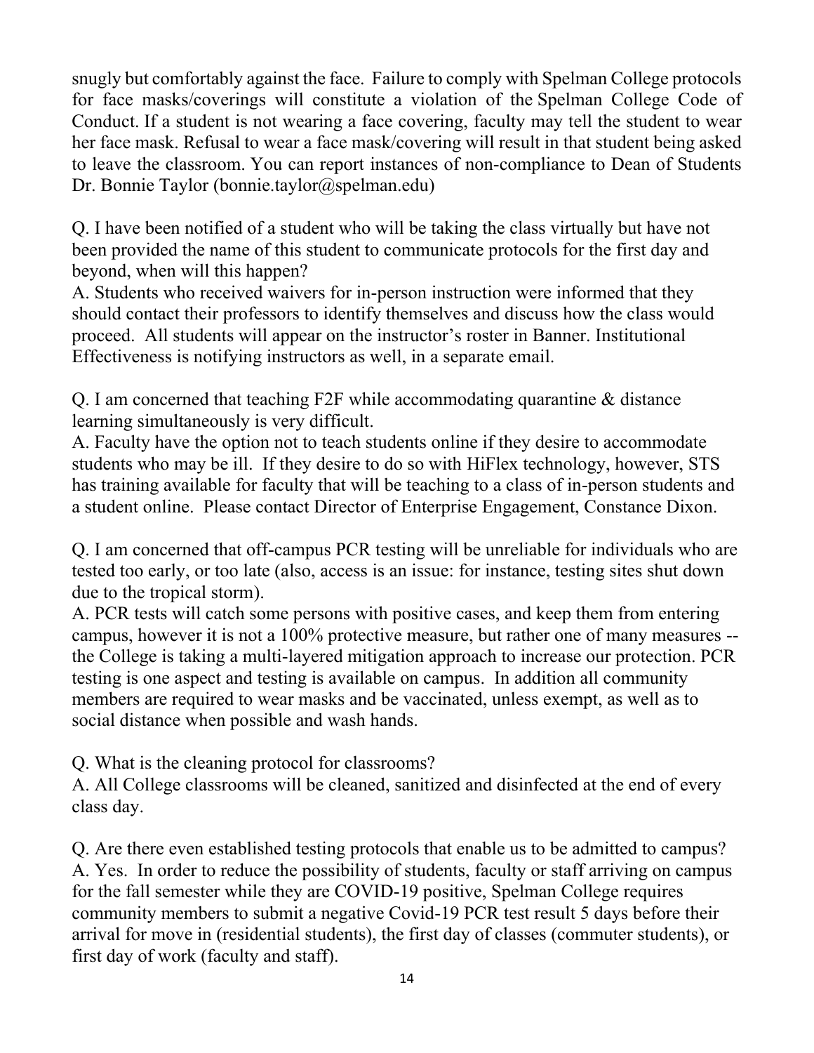snugly but comfortably against the face. Failure to comply with Spelman College protocols for face masks/coverings will constitute a violation of the Spelman College Code of Conduct. If a student is not wearing a face covering, faculty may tell the student to wear her face mask. Refusal to wear a face mask/covering will result in that student being asked to leave the classroom. You can report instances of non-compliance to Dean of Students Dr. Bonnie Taylor (bonnie.taylor@spelman.edu)

Q. I have been notified of a student who will be taking the class virtually but have not been provided the name of this student to communicate protocols for the first day and beyond, when will this happen?
A. Students who received waivers for in-person instruction were informed that they should contact their professors to identify themselves and discuss how the class would proceed. All students will appear on the instructor's roster in Banner. Institutional Effectiveness is notifying instructors as well, in a separate email.

Q. I am concerned that teaching F2F while accommodating quarantine & distance learning simultaneously is very difficult.
A. Faculty have the option not to teach students online if they desire to accommodate students who may be ill. If they desire to do so with HiFlex technology, however, STS has training available for faculty that will be teaching to a class of in-person students and a student online. Please contact Director of Enterprise Engagement, Constance Dixon.

Q. I am concerned that off-campus PCR testing will be unreliable for individuals who are tested too early, or too late (also, access is an issue: for instance, testing sites shut down due to the tropical storm).
A. PCR tests will catch some persons with positive cases, and keep them from entering campus, however it is not a 100% protective measure, but rather one of many measures -- the College is taking a multi-layered mitigation approach to increase our protection. PCR testing is one aspect and testing is available on campus. In addition all community members are required to wear masks and be vaccinated, unless exempt, as well as to social distance when possible and wash hands.

Q. What is the cleaning protocol for classrooms?
A. All College classrooms will be cleaned, sanitized and disinfected at the end of every class day.

Q. Are there even established testing protocols that enable us to be admitted to campus?
A. Yes. In order to reduce the possibility of students, faculty or staff arriving on campus for the fall semester while they are COVID-19 positive, Spelman College requires community members to submit a negative Covid-19 PCR test result 5 days before their arrival for move in (residential students), the first day of classes (commuter students), or first day of work (faculty and staff).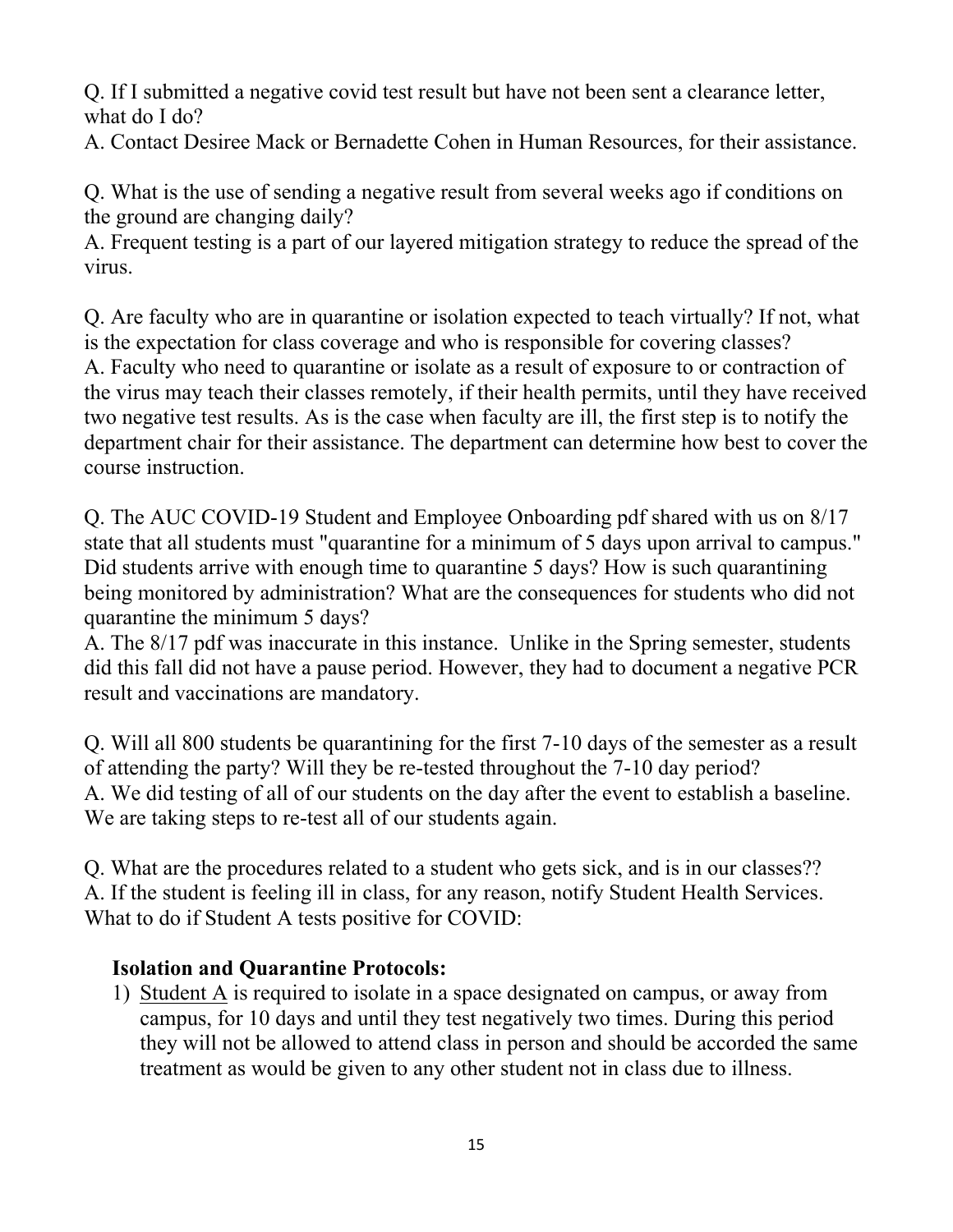Q. If I submitted a negative covid test result but have not been sent a clearance letter, what do I do?
A. Contact Desiree Mack or Bernadette Cohen in Human Resources, for their assistance.

Q. What is the use of sending a negative result from several weeks ago if conditions on the ground are changing daily?
A. Frequent testing is a part of our layered mitigation strategy to reduce the spread of the virus.

Q. Are faculty who are in quarantine or isolation expected to teach virtually? If not, what is the expectation for class coverage and who is responsible for covering classes?
A. Faculty who need to quarantine or isolate as a result of exposure to or contraction of the virus may teach their classes remotely, if their health permits, until they have received two negative test results. As is the case when faculty are ill, the first step is to notify the department chair for their assistance. The department can determine how best to cover the course instruction.

Q. The AUC COVID-19 Student and Employee Onboarding pdf shared with us on 8/17 state that all students must "quarantine for a minimum of 5 days upon arrival to campus." Did students arrive with enough time to quarantine 5 days? How is such quarantining being monitored by administration? What are the consequences for students who did not quarantine the minimum 5 days?
A. The 8/17 pdf was inaccurate in this instance. Unlike in the Spring semester, students did this fall did not have a pause period. However, they had to document a negative PCR result and vaccinations are mandatory.

Q. Will all 800 students be quarantining for the first 7-10 days of the semester as a result of attending the party? Will they be re-tested throughout the 7-10 day period?
A. We did testing of all of our students on the day after the event to establish a baseline. We are taking steps to re-test all of our students again.

Q. What are the procedures related to a student who gets sick, and is in our classes??
A. If the student is feeling ill in class, for any reason, notify Student Health Services.
What to do if Student A tests positive for COVID:

**Isolation and Quarantine Protocols:**

1) Student A is required to isolate in a space designated on campus, or away from campus, for 10 days and until they test negatively two times. During this period they will not be allowed to attend class in person and should be accorded the same treatment as would be given to any other student not in class due to illness.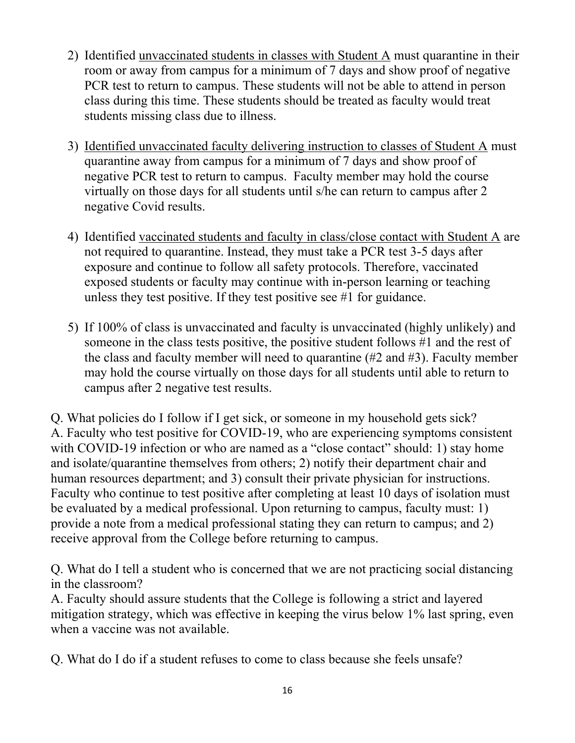2) Identified <u>unvaccinated students in classes with Student A</u> must quarantine in their room or away from campus for a minimum of 7 days and show proof of negative PCR test to return to campus. These students will not be able to attend in person class during this time. These students should be treated as faculty would treat students missing class due to illness.

3) <u>Identified unvaccinated faculty delivering instruction to classes of Student A</u> must quarantine away from campus for a minimum of 7 days and show proof of negative PCR test to return to campus. Faculty member may hold the course virtually on those days for all students until s/he can return to campus after 2 negative Covid results.

4) Identified <u>vaccinated students and faculty in class/close contact with Student A</u> are not required to quarantine. Instead, they must take a PCR test 3-5 days after exposure and continue to follow all safety protocols. Therefore, vaccinated exposed students or faculty may continue with in-person learning or teaching unless they test positive. If they test positive see #1 for guidance.

5) If 100% of class is unvaccinated and faculty is unvaccinated (highly unlikely) and someone in the class tests positive, the positive student follows #1 and the rest of the class and faculty member will need to quarantine (#2 and #3). Faculty member may hold the course virtually on those days for all students until able to return to campus after 2 negative test results.

Q. What policies do I follow if I get sick, or someone in my household gets sick?
A. Faculty who test positive for COVID-19, who are experiencing symptoms consistent with COVID-19 infection or who are named as a "close contact" should: 1) stay home and isolate/quarantine themselves from others; 2) notify their department chair and human resources department; and 3) consult their private physician for instructions. Faculty who continue to test positive after completing at least 10 days of isolation must be evaluated by a medical professional. Upon returning to campus, faculty must: 1) provide a note from a medical professional stating they can return to campus; and 2) receive approval from the College before returning to campus.

Q. What do I tell a student who is concerned that we are not practicing social distancing in the classroom?
A. Faculty should assure students that the College is following a strict and layered mitigation strategy, which was effective in keeping the virus below 1% last spring, even when a vaccine was not available.

Q. What do I do if a student refuses to come to class because she feels unsafe?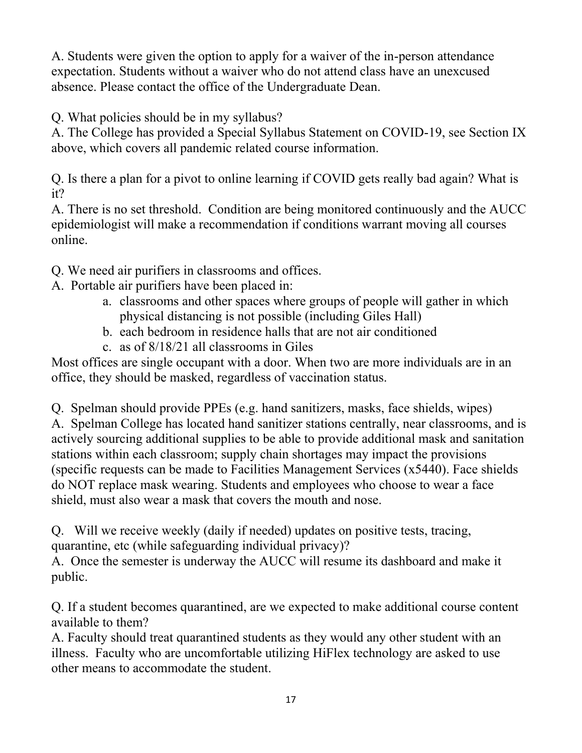A. Students were given the option to apply for a waiver of the in-person attendance expectation. Students without a waiver who do not attend class have an unexcused absence. Please contact the office of the Undergraduate Dean.

Q. What policies should be in my syllabus?
A. The College has provided a Special Syllabus Statement on COVID-19, see Section IX above, which covers all pandemic related course information.

Q. Is there a plan for a pivot to online learning if COVID gets really bad again? What is it?
A. There is no set threshold. Condition are being monitored continuously and the AUCC epidemiologist will make a recommendation if conditions warrant moving all courses online.

Q. We need air purifiers in classrooms and offices.
A. Portable air purifiers have been placed in:

a. classrooms and other spaces where groups of people will gather in which physical distancing is not possible (including Giles Hall)
b. each bedroom in residence halls that are not air conditioned
c. as of 8/18/21 all classrooms in Giles

Most offices are single occupant with a door. When two are more individuals are in an office, they should be masked, regardless of vaccination status.

Q. Spelman should provide PPEs (e.g. hand sanitizers, masks, face shields, wipes)
A. Spelman College has located hand sanitizer stations centrally, near classrooms, and is actively sourcing additional supplies to be able to provide additional mask and sanitation stations within each classroom; supply chain shortages may impact the provisions (specific requests can be made to Facilities Management Services (x5440). Face shields do NOT replace mask wearing. Students and employees who choose to wear a face shield, must also wear a mask that covers the mouth and nose.

Q. Will we receive weekly (daily if needed) updates on positive tests, tracing, quarantine, etc (while safeguarding individual privacy)?
A. Once the semester is underway the AUCC will resume its dashboard and make it public.

Q. If a student becomes quarantined, are we expected to make additional course content available to them?
A. Faculty should treat quarantined students as they would any other student with an illness. Faculty who are uncomfortable utilizing HiFlex technology are asked to use other means to accommodate the student.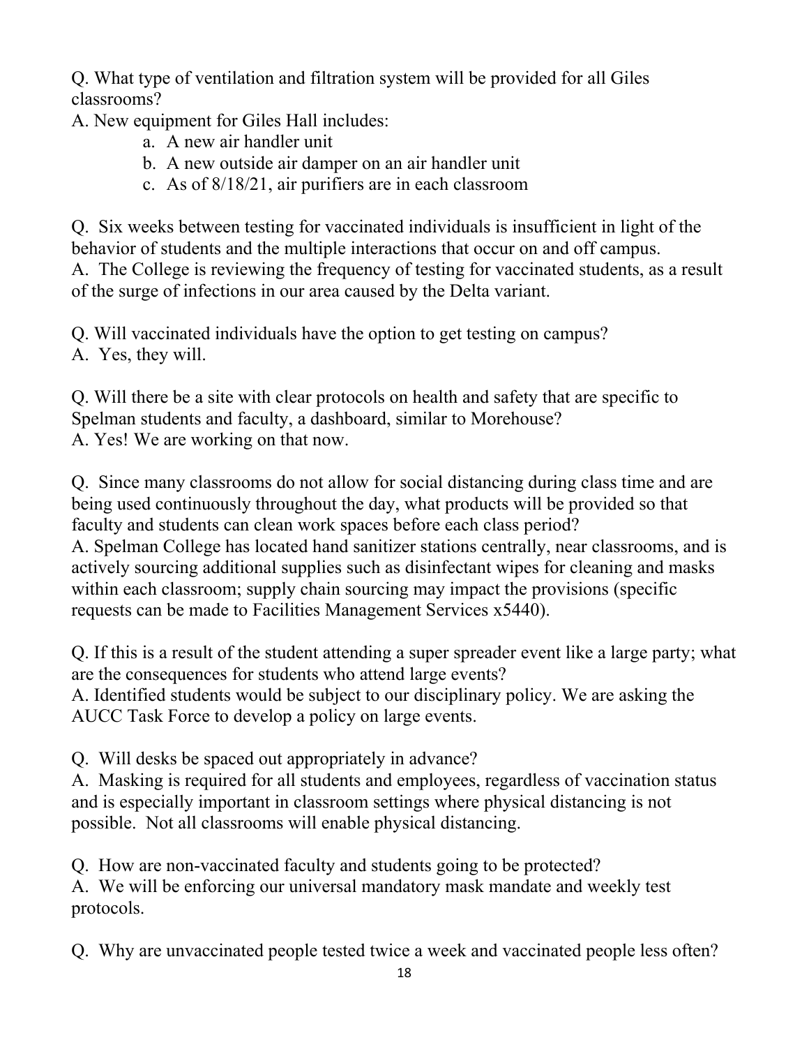Q. What type of ventilation and filtration system will be provided for all Giles classrooms?

A. New equipment for Giles Hall includes:

a. A new air handler unit
b. A new outside air damper on an air handler unit
c. As of 8/18/21, air purifiers are in each classroom

Q. Six weeks between testing for vaccinated individuals is insufficient in light of the behavior of students and the multiple interactions that occur on and off campus.

A. The College is reviewing the frequency of testing for vaccinated students, as a result of the surge of infections in our area caused by the Delta variant.

Q. Will vaccinated individuals have the option to get testing on campus?

A. Yes, they will.

Q. Will there be a site with clear protocols on health and safety that are specific to Spelman students and faculty, a dashboard, similar to Morehouse?

A. Yes! We are working on that now.

Q. Since many classrooms do not allow for social distancing during class time and are being used continuously throughout the day, what products will be provided so that faculty and students can clean work spaces before each class period?

A. Spelman College has located hand sanitizer stations centrally, near classrooms, and is actively sourcing additional supplies such as disinfectant wipes for cleaning and masks within each classroom; supply chain sourcing may impact the provisions (specific requests can be made to Facilities Management Services x5440).

Q. If this is a result of the student attending a super spreader event like a large party; what are the consequences for students who attend large events?

A. Identified students would be subject to our disciplinary policy. We are asking the AUCC Task Force to develop a policy on large events.

Q. Will desks be spaced out appropriately in advance?

A. Masking is required for all students and employees, regardless of vaccination status and is especially important in classroom settings where physical distancing is not possible. Not all classrooms will enable physical distancing.

Q. How are non-vaccinated faculty and students going to be protected?

A. We will be enforcing our universal mandatory mask mandate and weekly test protocols.

Q. Why are unvaccinated people tested twice a week and vaccinated people less often?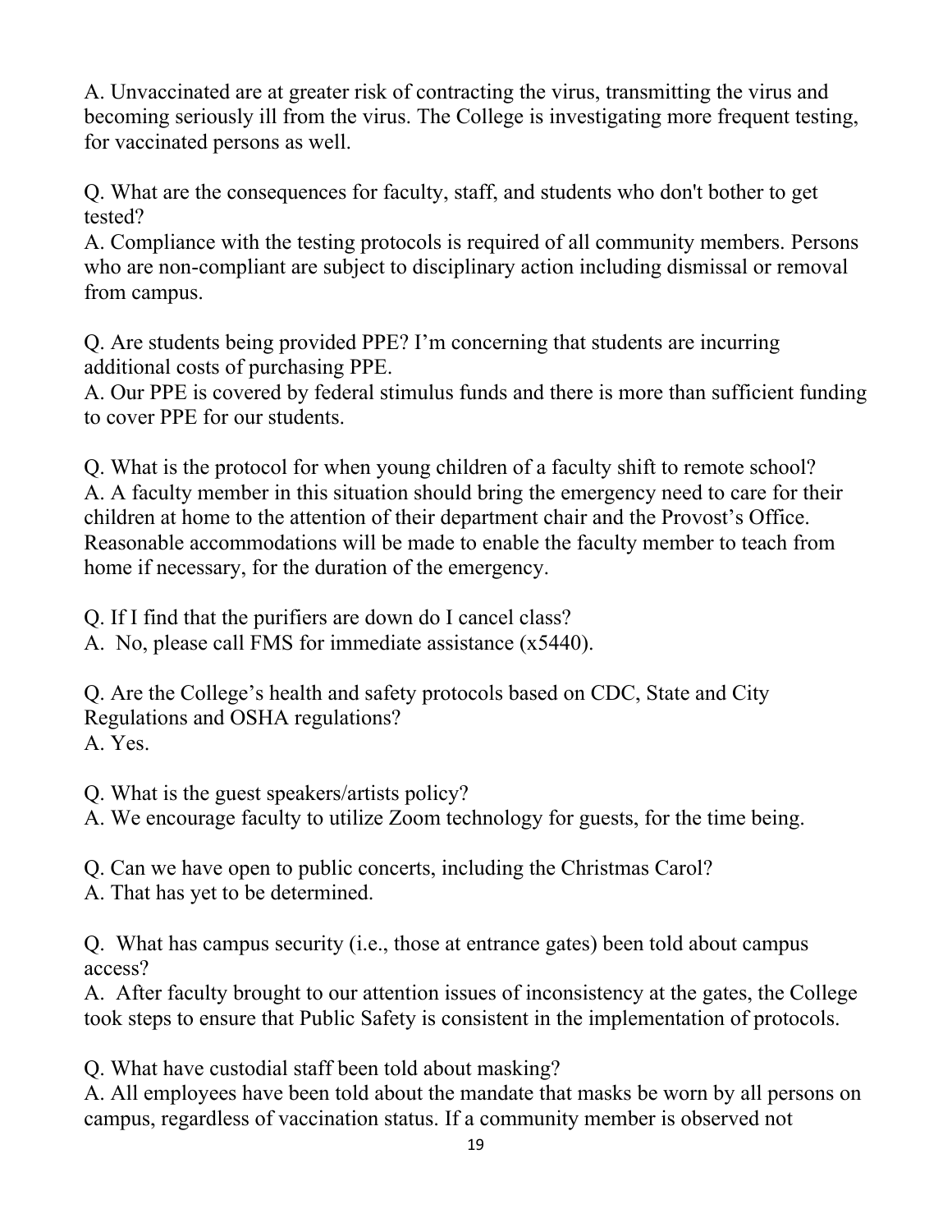A. Unvaccinated are at greater risk of contracting the virus, transmitting the virus and becoming seriously ill from the virus. The College is investigating more frequent testing, for vaccinated persons as well.

Q. What are the consequences for faculty, staff, and students who don't bother to get tested?
A. Compliance with the testing protocols is required of all community members. Persons who are non-compliant are subject to disciplinary action including dismissal or removal from campus.

Q. Are students being provided PPE? I'm concerning that students are incurring additional costs of purchasing PPE.
A. Our PPE is covered by federal stimulus funds and there is more than sufficient funding to cover PPE for our students.

Q. What is the protocol for when young children of a faculty shift to remote school?
A. A faculty member in this situation should bring the emergency need to care for their children at home to the attention of their department chair and the Provost's Office. Reasonable accommodations will be made to enable the faculty member to teach from home if necessary, for the duration of the emergency.

Q. If I find that the purifiers are down do I cancel class?
A. No, please call FMS for immediate assistance (x5440).

Q. Are the College's health and safety protocols based on CDC, State and City Regulations and OSHA regulations?
A. Yes.

Q. What is the guest speakers/artists policy?
A. We encourage faculty to utilize Zoom technology for guests, for the time being.

Q. Can we have open to public concerts, including the Christmas Carol?
A. That has yet to be determined.

Q. What has campus security (i.e., those at entrance gates) been told about campus access?
A. After faculty brought to our attention issues of inconsistency at the gates, the College took steps to ensure that Public Safety is consistent in the implementation of protocols.

Q. What have custodial staff been told about masking?
A. All employees have been told about the mandate that masks be worn by all persons on campus, regardless of vaccination status. If a community member is observed not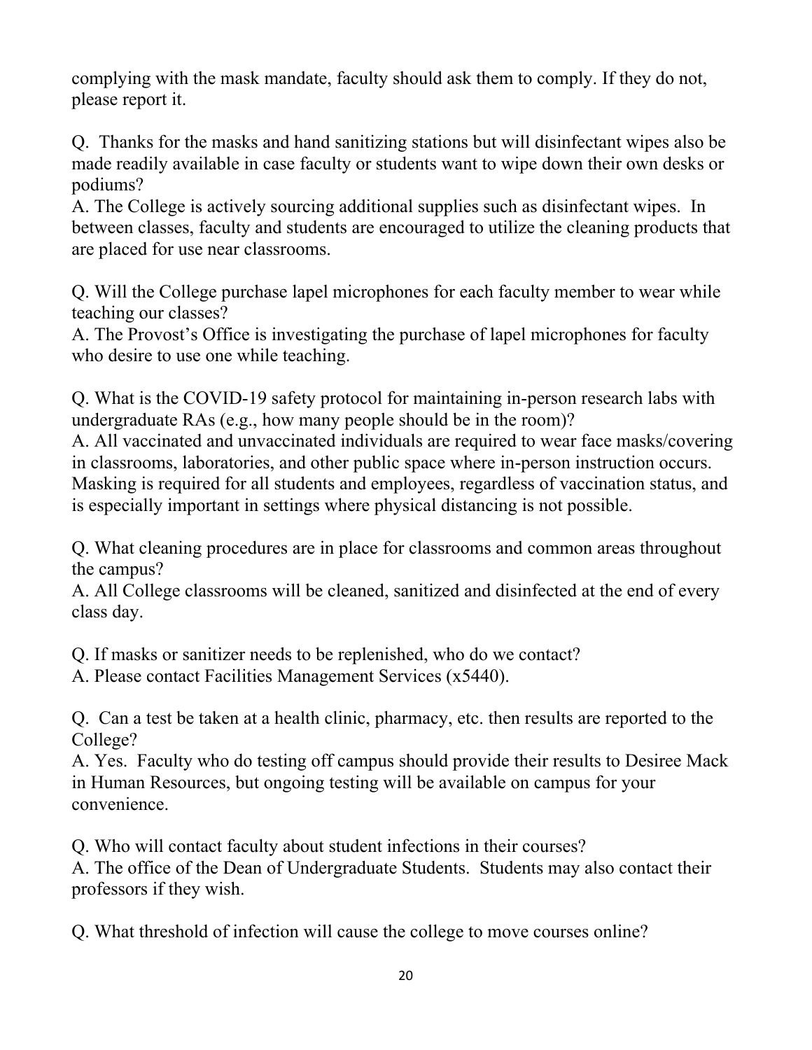complying with the mask mandate, faculty should ask them to comply. If they do not, please report it.

Q. Thanks for the masks and hand sanitizing stations but will disinfectant wipes also be made readily available in case faculty or students want to wipe down their own desks or podiums?
A. The College is actively sourcing additional supplies such as disinfectant wipes. In between classes, faculty and students are encouraged to utilize the cleaning products that are placed for use near classrooms.

Q. Will the College purchase lapel microphones for each faculty member to wear while teaching our classes?
A. The Provost's Office is investigating the purchase of lapel microphones for faculty who desire to use one while teaching.

Q. What is the COVID-19 safety protocol for maintaining in-person research labs with undergraduate RAs (e.g., how many people should be in the room)?
A. All vaccinated and unvaccinated individuals are required to wear face masks/covering in classrooms, laboratories, and other public space where in-person instruction occurs. Masking is required for all students and employees, regardless of vaccination status, and is especially important in settings where physical distancing is not possible.

Q. What cleaning procedures are in place for classrooms and common areas throughout the campus?
A. All College classrooms will be cleaned, sanitized and disinfected at the end of every class day.

Q. If masks or sanitizer needs to be replenished, who do we contact?
A. Please contact Facilities Management Services (x5440).

Q. Can a test be taken at a health clinic, pharmacy, etc. then results are reported to the College?
A. Yes. Faculty who do testing off campus should provide their results to Desiree Mack in Human Resources, but ongoing testing will be available on campus for your convenience.

Q. Who will contact faculty about student infections in their courses?
A. The office of the Dean of Undergraduate Students. Students may also contact their professors if they wish.

Q. What threshold of infection will cause the college to move courses online?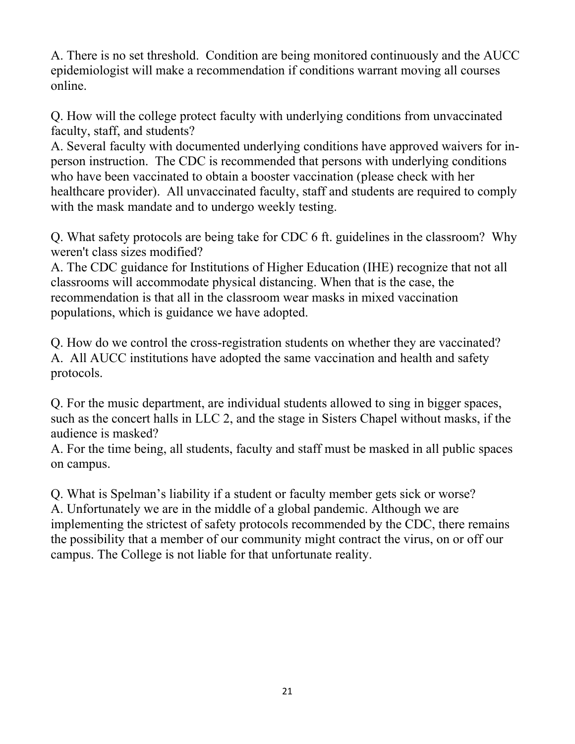A. There is no set threshold. Condition are being monitored continuously and the AUCC epidemiologist will make a recommendation if conditions warrant moving all courses online.

Q. How will the college protect faculty with underlying conditions from unvaccinated faculty, staff, and students?
A. Several faculty with documented underlying conditions have approved waivers for in-person instruction. The CDC is recommended that persons with underlying conditions who have been vaccinated to obtain a booster vaccination (please check with her healthcare provider). All unvaccinated faculty, staff and students are required to comply with the mask mandate and to undergo weekly testing.

Q. What safety protocols are being take for CDC 6 ft. guidelines in the classroom? Why weren't class sizes modified?
A. The CDC guidance for Institutions of Higher Education (IHE) recognize that not all classrooms will accommodate physical distancing. When that is the case, the recommendation is that all in the classroom wear masks in mixed vaccination populations, which is guidance we have adopted.

Q. How do we control the cross-registration students on whether they are vaccinated?
A. All AUCC institutions have adopted the same vaccination and health and safety protocols.

Q. For the music department, are individual students allowed to sing in bigger spaces, such as the concert halls in LLC 2, and the stage in Sisters Chapel without masks, if the audience is masked?
A. For the time being, all students, faculty and staff must be masked in all public spaces on campus.

Q. What is Spelman's liability if a student or faculty member gets sick or worse?
A. Unfortunately we are in the middle of a global pandemic. Although we are implementing the strictest of safety protocols recommended by the CDC, there remains the possibility that a member of our community might contract the virus, on or off our campus. The College is not liable for that unfortunate reality.